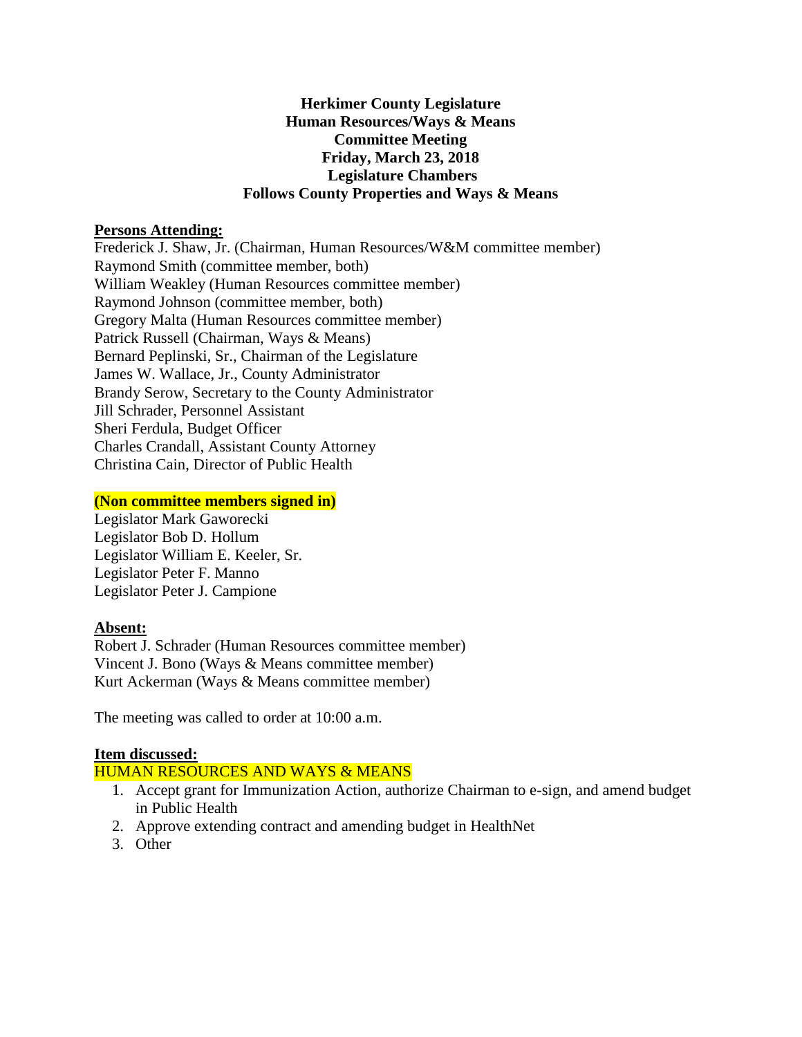**Herkimer County Legislature**
**Human Resources/Ways & Means**
**Committee Meeting**
**Friday, March 23, 2018**
**Legislature Chambers**
**Follows County Properties and Ways & Means**

**Persons Attending:**

Frederick J. Shaw, Jr. (Chairman, Human Resources/W&M committee member)
Raymond Smith (committee member, both)
William Weakley (Human Resources committee member)
Raymond Johnson (committee member, both)
Gregory Malta (Human Resources committee member)
Patrick Russell (Chairman, Ways & Means)
Bernard Peplinski, Sr., Chairman of the Legislature
James W. Wallace, Jr., County Administrator
Brandy Serow, Secretary to the County Administrator
Jill Schrader, Personnel Assistant
Sheri Ferdula, Budget Officer
Charles Crandall, Assistant County Attorney
Christina Cain, Director of Public Health

**(Non committee members signed in)**

Legislator Mark Gaworecki
Legislator Bob D. Hollum
Legislator William E. Keeler, Sr.
Legislator Peter F. Manno
Legislator Peter J. Campione

**Absent:**

Robert J. Schrader (Human Resources committee member)
Vincent J. Bono (Ways & Means committee member)
Kurt Ackerman (Ways & Means committee member)

The meeting was called to order at 10:00 a.m.

**Item discussed:**

HUMAN RESOURCES AND WAYS & MEANS

1. Accept grant for Immunization Action, authorize Chairman to e-sign, and amend budget in Public Health
2. Approve extending contract and amending budget in HealthNet
3. Other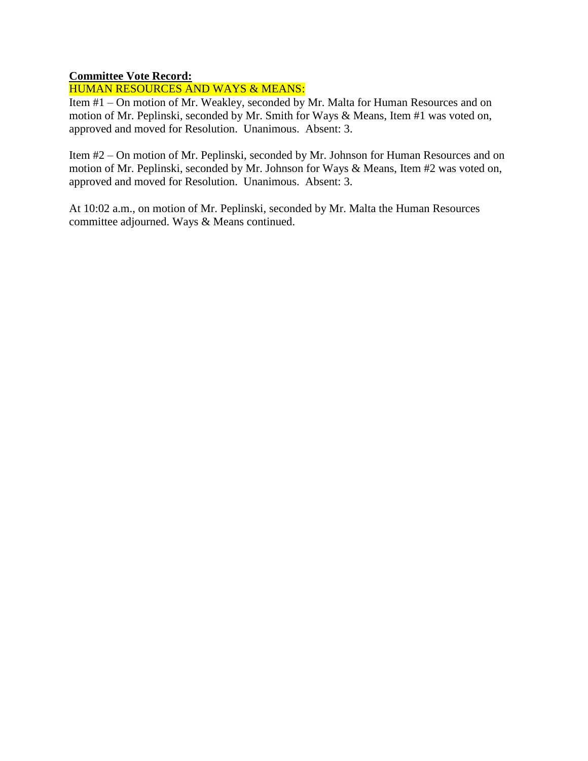**Committee Vote Record:**

HUMAN RESOURCES AND WAYS & MEANS:

Item #1 – On motion of Mr. Weakley, seconded by Mr. Malta for Human Resources and on motion of Mr. Peplinski, seconded by Mr. Smith for Ways & Means, Item #1 was voted on, approved and moved for Resolution. Unanimous. Absent: 3.

Item #2 – On motion of Mr. Peplinski, seconded by Mr. Johnson for Human Resources and on motion of Mr. Peplinski, seconded by Mr. Johnson for Ways & Means, Item #2 was voted on, approved and moved for Resolution. Unanimous. Absent: 3.

At 10:02 a.m., on motion of Mr. Peplinski, seconded by Mr. Malta the Human Resources committee adjourned. Ways & Means continued.